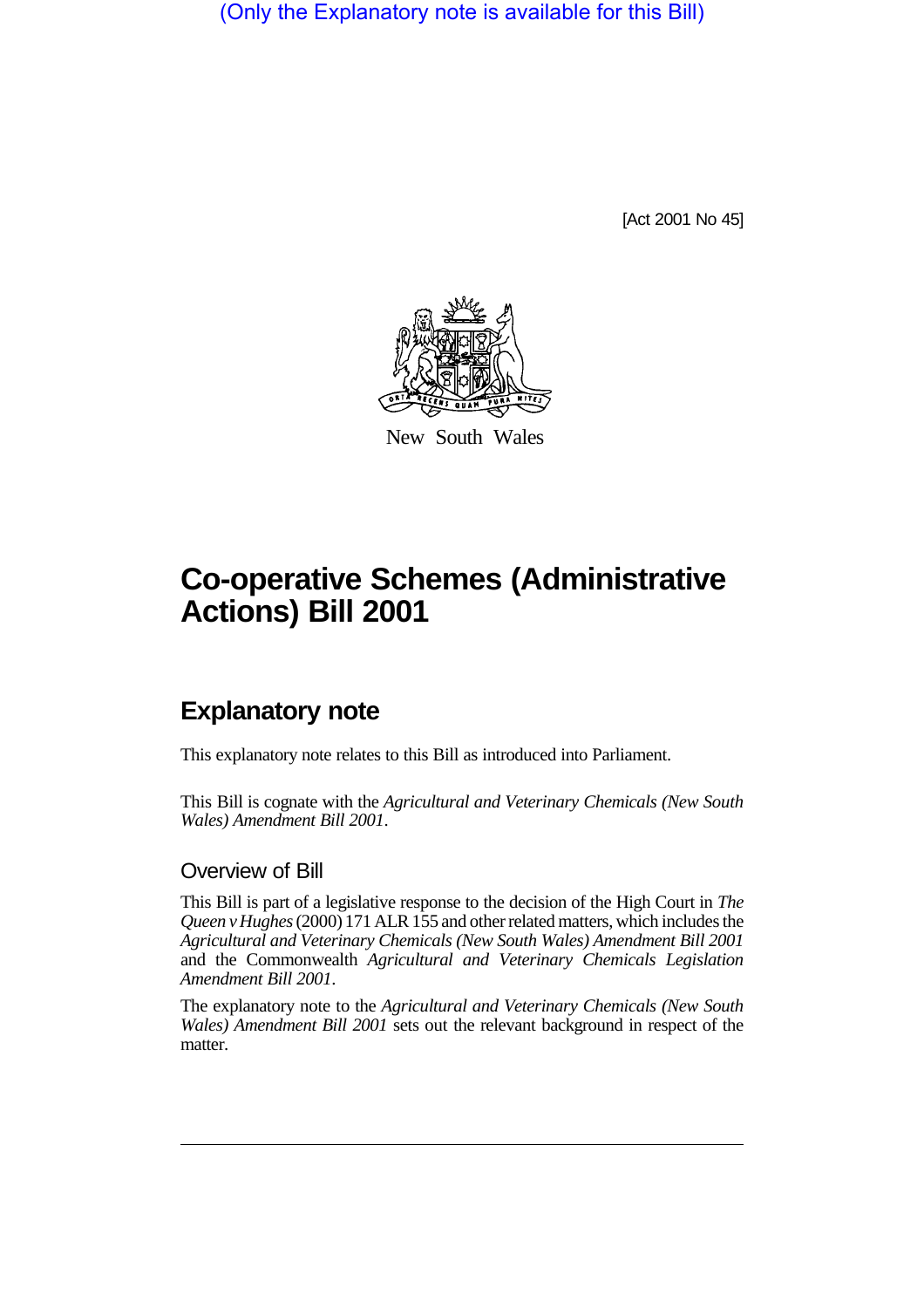(Only the Explanatory note is available for this Bill)

[Act 2001 No 45]

New South Wales

# Co-operative Schemes (Administrative Actions) Bill 2001

## Explanatory note

This explanatory note relates to this Bill as introduced into Parliament.

This Bill is cognate with the *Agricultural and Veterinary Chemicals (New South Wales) Amendment Bill 2001*.

### Overview of Bill

This Bill is part of a legislative response to the decision of the High Court in *The Queen v Hughes* (2000) 171 ALR 155 and other related matters, which includes the *Agricultural and Veterinary Chemicals (New South Wales) Amendment Bill 2001* and the Commonwealth *Agricultural and Veterinary Chemicals Legislation Amendment Bill 2001*.

The explanatory note to the *Agricultural and Veterinary Chemicals (New South Wales) Amendment Bill 2001* sets out the relevant background in respect of the matter.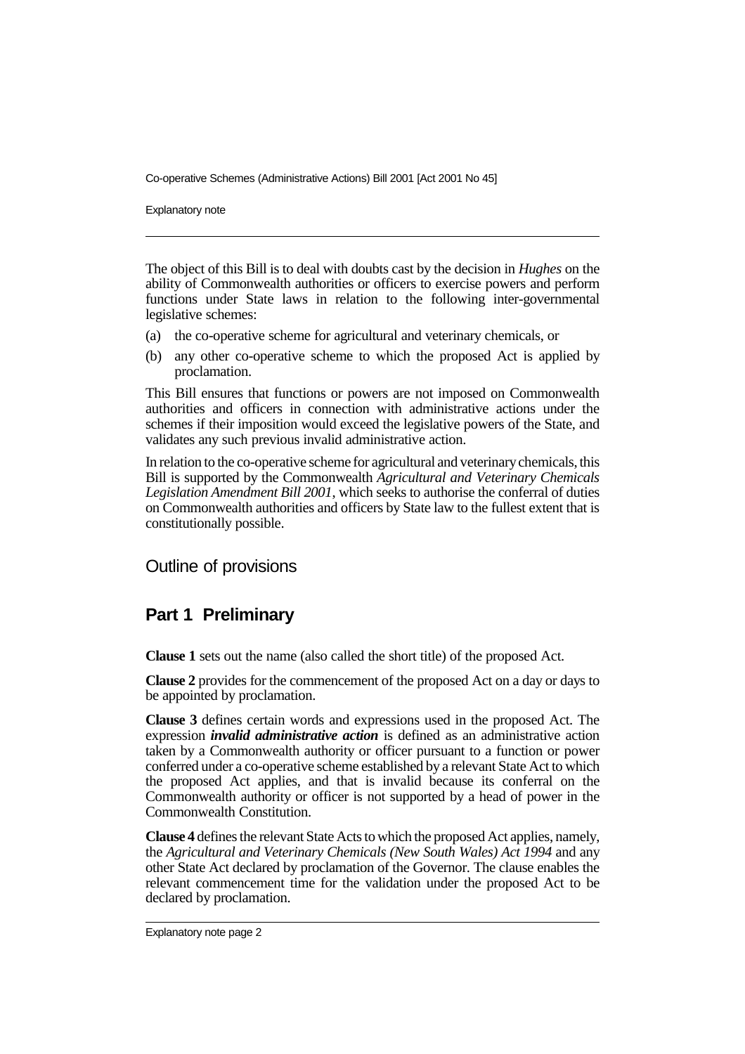The object of this Bill is to deal with doubts cast by the decision in *Hughes* on the ability of Commonwealth authorities or officers to exercise powers and perform functions under State laws in relation to the following inter-governmental legislative schemes:

(a) the co-operative scheme for agricultural and veterinary chemicals, or

(b) any other co-operative scheme to which the proposed Act is applied by proclamation.

This Bill ensures that functions or powers are not imposed on Commonwealth authorities and officers in connection with administrative actions under the schemes if their imposition would exceed the legislative powers of the State, and validates any such previous invalid administrative action.

In relation to the co-operative scheme for agricultural and veterinary chemicals, this Bill is supported by the Commonwealth *Agricultural and Veterinary Chemicals Legislation Amendment Bill 2001*, which seeks to authorise the conferral of duties on Commonwealth authorities and officers by State law to the fullest extent that is constitutionally possible.

## Outline of provisions

## Part 1 Preliminary

**Clause 1** sets out the name (also called the short title) of the proposed Act.

**Clause 2** provides for the commencement of the proposed Act on a day or days to be appointed by proclamation.

**Clause 3** defines certain words and expressions used in the proposed Act. The expression ***invalid administrative action*** is defined as an administrative action taken by a Commonwealth authority or officer pursuant to a function or power conferred under a co-operative scheme established by a relevant State Act to which the proposed Act applies, and that is invalid because its conferral on the Commonwealth authority or officer is not supported by a head of power in the Commonwealth Constitution.

**Clause 4** defines the relevant State Acts to which the proposed Act applies, namely, the *Agricultural and Veterinary Chemicals (New South Wales) Act 1994* and any other State Act declared by proclamation of the Governor. The clause enables the relevant commencement time for the validation under the proposed Act to be declared by proclamation.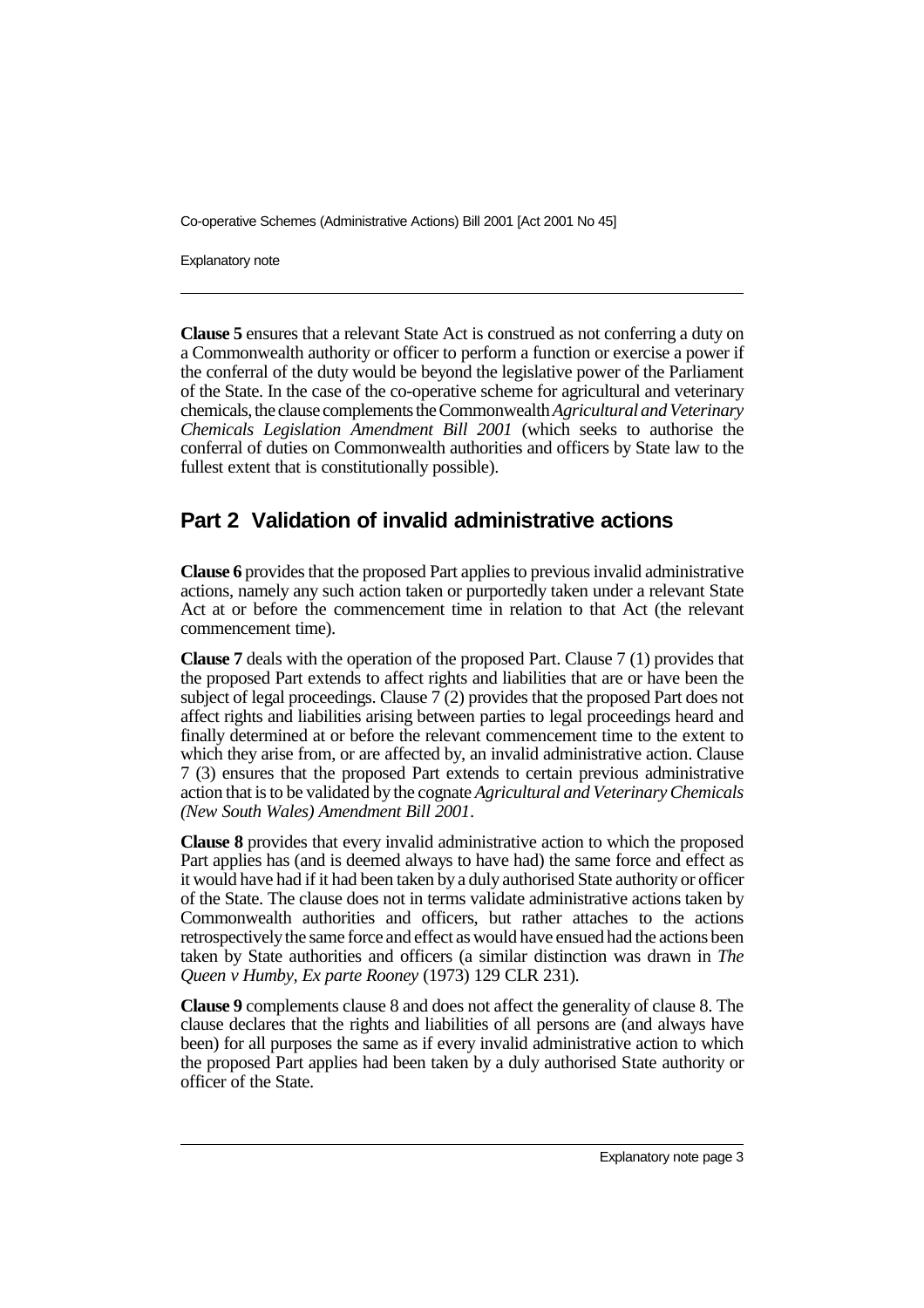**Clause 5** ensures that a relevant State Act is construed as not conferring a duty on a Commonwealth authority or officer to perform a function or exercise a power if the conferral of the duty would be beyond the legislative power of the Parliament of the State. In the case of the co-operative scheme for agricultural and veterinary chemicals, the clause complements the Commonwealth *Agricultural and Veterinary Chemicals Legislation Amendment Bill 2001* (which seeks to authorise the conferral of duties on Commonwealth authorities and officers by State law to the fullest extent that is constitutionally possible).

## Part 2 Validation of invalid administrative actions

**Clause 6** provides that the proposed Part applies to previous invalid administrative actions, namely any such action taken or purportedly taken under a relevant State Act at or before the commencement time in relation to that Act (the relevant commencement time).

**Clause 7** deals with the operation of the proposed Part. Clause 7 (1) provides that the proposed Part extends to affect rights and liabilities that are or have been the subject of legal proceedings. Clause 7 (2) provides that the proposed Part does not affect rights and liabilities arising between parties to legal proceedings heard and finally determined at or before the relevant commencement time to the extent to which they arise from, or are affected by, an invalid administrative action. Clause 7 (3) ensures that the proposed Part extends to certain previous administrative action that is to be validated by the cognate *Agricultural and Veterinary Chemicals (New South Wales) Amendment Bill 2001*.

**Clause 8** provides that every invalid administrative action to which the proposed Part applies has (and is deemed always to have had) the same force and effect as it would have had if it had been taken by a duly authorised State authority or officer of the State. The clause does not in terms validate administrative actions taken by Commonwealth authorities and officers, but rather attaches to the actions retrospectively the same force and effect as would have ensued had the actions been taken by State authorities and officers (a similar distinction was drawn in *The Queen v Humby, Ex parte Rooney* (1973) 129 CLR 231).

**Clause 9** complements clause 8 and does not affect the generality of clause 8. The clause declares that the rights and liabilities of all persons are (and always have been) for all purposes the same as if every invalid administrative action to which the proposed Part applies had been taken by a duly authorised State authority or officer of the State.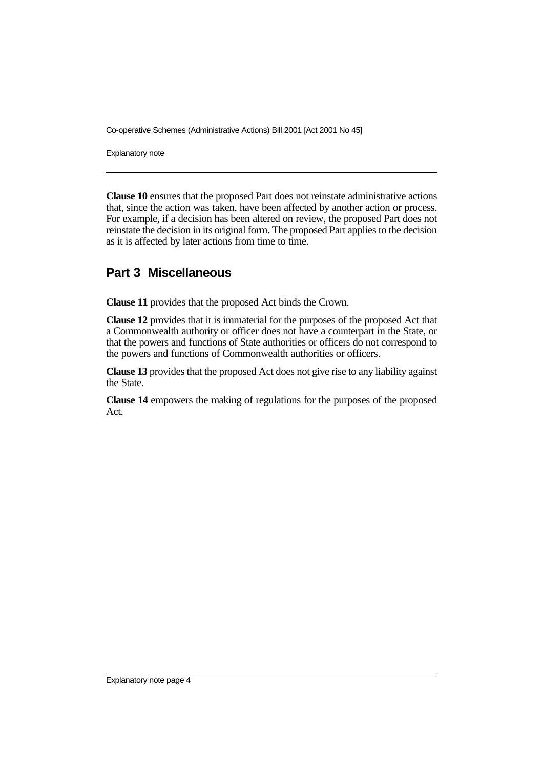**Clause 10** ensures that the proposed Part does not reinstate administrative actions that, since the action was taken, have been affected by another action or process. For example, if a decision has been altered on review, the proposed Part does not reinstate the decision in its original form. The proposed Part applies to the decision as it is affected by later actions from time to time.

## Part 3 Miscellaneous

**Clause 11** provides that the proposed Act binds the Crown.

**Clause 12** provides that it is immaterial for the purposes of the proposed Act that a Commonwealth authority or officer does not have a counterpart in the State, or that the powers and functions of State authorities or officers do not correspond to the powers and functions of Commonwealth authorities or officers.

**Clause 13** provides that the proposed Act does not give rise to any liability against the State.

**Clause 14** empowers the making of regulations for the purposes of the proposed Act.